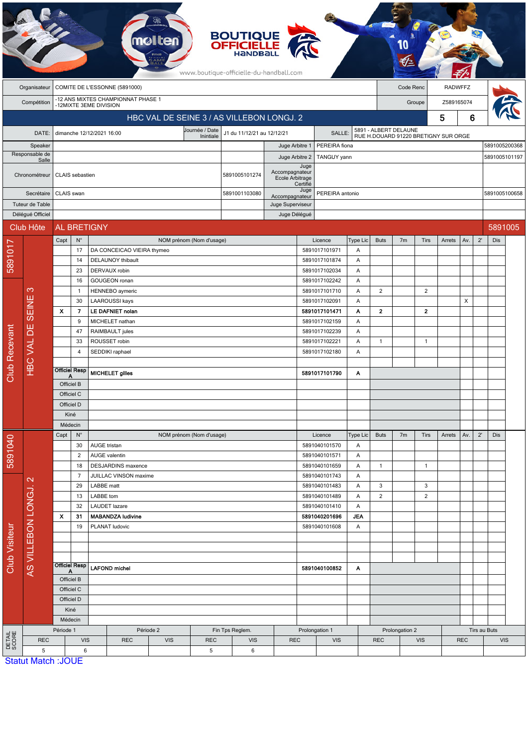BOUTIQUE OFFICIELLE HANDBALL

www.boutique-officielle-du-handball.com

| | | | |
|---|---|---|---|
| Organisateur | COMITE DE L'ESSONNE (5891000) | Code Renc | RADWFFZ |
| Compétition | -12 ANS MIXTES CHAMPIONNAT PHASE 1 -12MIXTE 3EME DIVISION | Groupe | Z589165074 |

## HBC VAL DE SEINE 3 / AS VILLEBON LONGJ. 2 — 5 / 6

| | | | | | |
|---|---|---|---|---|---|
| DATE: | dimanche 12/12/2021 16:00 | Journée / Date Initiale | J1 du 11/12/21 au 12/12/21 | SALLE: | 5891 - ALBERT DELAUNE RUE H.DOUARD 91220 BRETIGNY SUR ORGE |

| | | | | | |
|---|---|---|---|---|---|
| Speaker | | | Juge Arbitre 1 | PEREIRA fiona | 5891005200368 |
| Responsable de Salle | | | Juge Arbitre 2 | TANGUY yann | 5891005101197 |
| Chronométreur | CLAIS sebastien | 5891005101274 | Juge Accompagnateur Ecole Arbitrage Certifié | | |
| Secrétaire | CLAIS swan | 5891001103080 | Juge Accompagnateur | PEREIRA antonio | 5891005100658 |
| Tuteur de Table | | | Juge Superviseur | | |
| Délégué Officiel | | | Juge Délégué | | |

## Club Hôte: AL BRETIGNY — 5891005

### Club Recevant — 5891017 — HBC VAL DE SEINE 3

| Capt | N° | NOM prénom (Nom d'usage) | Licence | Type Lic | Buts | 7m | Tirs | Arrets | Av. | 2' | Dis |
|---|---|---|---|---|---|---|---|---|---|---|---|
| | 17 | DA CONCEICAO VIEIRA thymeo | 5891017101971 | A | | | | | | | |
| | 14 | DELAUNOY thibault | 5891017101874 | A | | | | | | | |
| | 23 | DERVAUX robin | 5891017102034 | A | | | | | | | |
| | 16 | GOUGEON ronan | 5891017102242 | A | | | | | | | |
| | 1 | HENNEBO aymeric | 5891017101710 | A | 2 | | 2 | | | | |
| | 30 | LAAROUSSI kays | 5891017102091 | A | | | | | X | | |
| X | 7 | **LE DAFNIET nolan** | **5891017101471** | **A** | **2** | | **2** | | | | |
| | 9 | MICHELET nathan | 5891017102159 | A | | | | | | | |
| | 47 | RAIMBAULT jules | 5891017102239 | A | | | | | | | |
| | 33 | ROUSSET robin | 5891017102221 | A | 1 | | 1 | | | | |
| | 4 | SEDDIKI raphael | 5891017102180 | A | | | | | | | |
| Officiel Resp A | | **MICHELET gilles** | **5891017101790** | **A** | | | | | | | |
| Officiel B | | | | | | | | | | | |
| Officiel C | | | | | | | | | | | |
| Officiel D | | | | | | | | | | | |
| Kiné | | | | | | | | | | | |
| Médecin | | | | | | | | | | | |

### Club Visiteur — 5891040 — AS VILLEBON LONGJ. 2

| Capt | N° | NOM prénom (Nom d'usage) | Licence | Type Lic | Buts | 7m | Tirs | Arrets | Av. | 2' | Dis |
|---|---|---|---|---|---|---|---|---|---|---|---|
| | 30 | AUGE tristan | 5891040101570 | A | | | | | | | |
| | 2 | AUGE valentin | 5891040101571 | A | | | | | | | |
| | 18 | DESJARDINS maxence | 5891040101659 | A | 1 | | 1 | | | | |
| | 7 | JUILLAC VINSON maxime | 5891040101743 | A | | | | | | | |
| | 29 | LABBE matt | 5891040101483 | A | 3 | | 3 | | | | |
| | 13 | LABBE tom | 5891040101489 | A | 2 | | 2 | | | | |
| | 32 | LAUDET lazare | 5891040101410 | A | | | | | | | |
| X | 31 | **MABANDZA ludivine** | **5891040201696** | **JEA** | | | | | | | |
| | 19 | PLANAT ludovic | 5891040101608 | A | | | | | | | |
| Officiel Resp A | | **LAFOND michel** | **5891040100852** | **A** | | | | | | | |
| Officiel B | | | | | | | | | | | |
| Officiel C | | | | | | | | | | | |
| Officiel D | | | | | | | | | | | |
| Kiné | | | | | | | | | | | |
| Médecin | | | | | | | | | | | |

### DETAIL SCORE

| Période 1 | | Période 2 | | Fin Tps Reglem. | | Prolongation 1 | | Prolongation 2 | | Tirs au Buts | |
|---|---|---|---|---|---|---|---|---|---|---|---|
| REC | VIS | REC | VIS | REC | VIS | REC | VIS | REC | VIS | REC | VIS |
| 5 | 6 | | | 5 | 6 | | | | | | |

Statut Match :JOUE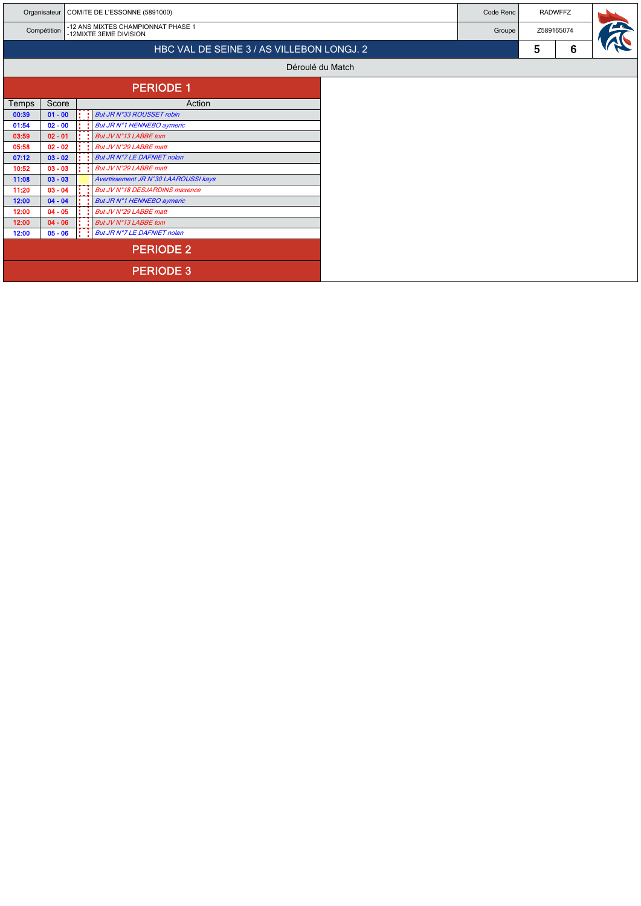| | | | | | |
|---|---|---|---|---|---|
| Organisateur | COMITE DE L'ESSONNE (5891000) | Code Renc | RADWFFZ | | |
| Compétition | -12 ANS MIXTES CHAMPIONNAT PHASE 1 -12MIXTE 3EME DIVISION | Groupe | Z589165074 | | |

## HBC VAL DE SEINE 3 / AS VILLEBON LONGJ. 2 — 5 | 6

### Déroulé du Match

## PERIODE 1

| Temps | Score | Action |
|---|---|---|
| 00:39 | 01 - 00 | *But JR N°33 ROUSSET robin* |
| 01:54 | 02 - 00 | *But JR N°1 HENNEBO aymeric* |
| 03:59 | 02 - 01 | *But JV N°13 LABBE tom* |
| 05:58 | 02 - 02 | *But JV N°29 LABBE matt* |
| 07:12 | 03 - 02 | *But JR N°7 LE DAFNIET nolan* |
| 10:52 | 03 - 03 | *But JV N°29 LABBE matt* |
| 11:08 | 03 - 03 | *Avertissement JR N°30 LAAROUSSI kays* |
| 11:20 | 03 - 04 | *But JV N°18 DESJARDINS maxence* |
| 12:00 | 04 - 04 | *But JR N°1 HENNEBO aymeric* |
| 12:00 | 04 - 05 | *But JV N°29 LABBE matt* |
| 12:00 | 04 - 06 | *But JV N°13 LABBE tom* |
| 12:00 | 05 - 06 | *But JR N°7 LE DAFNIET nolan* |

## PERIODE 2

## PERIODE 3